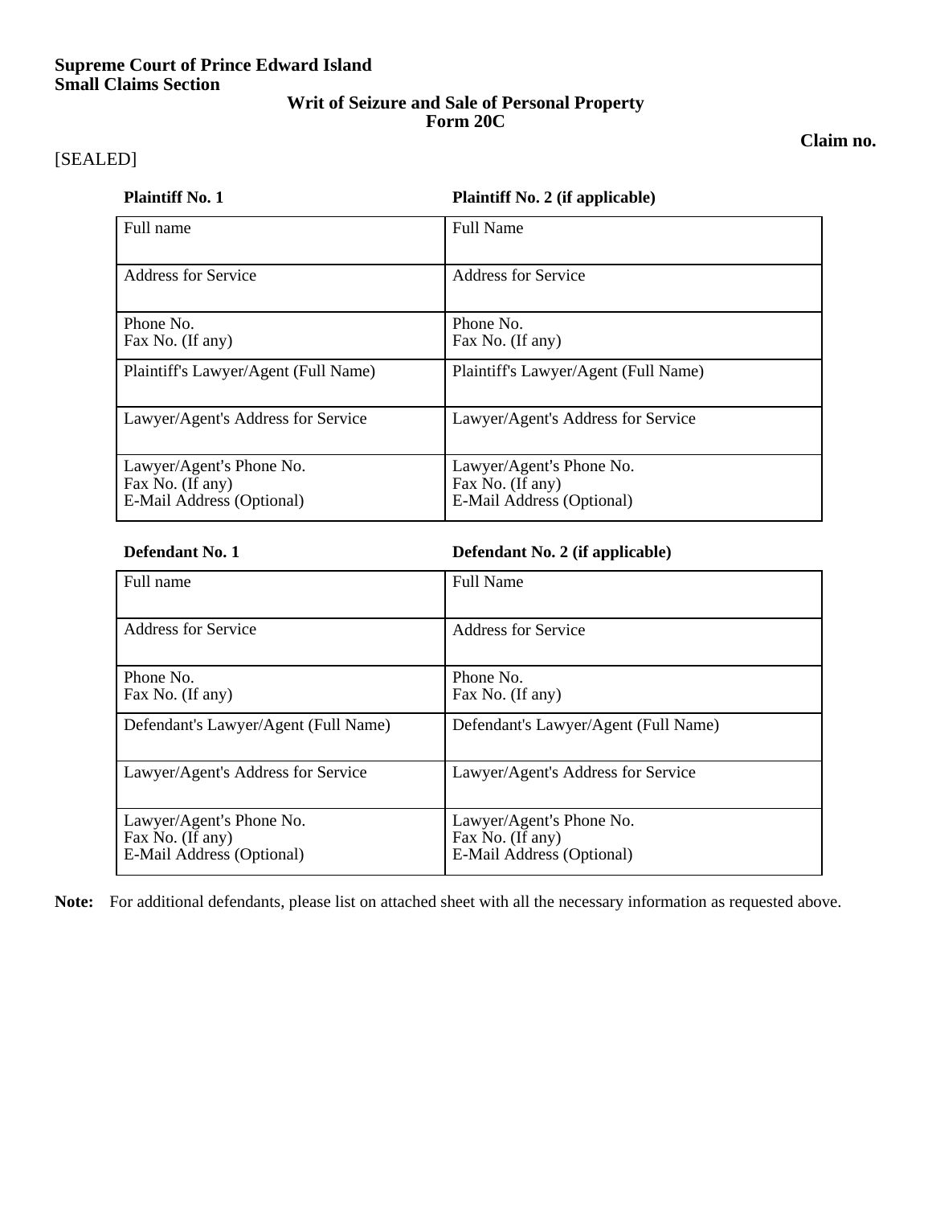**Supreme Court of Prince Edward Island**
**Small Claims Section**

## Writit of Seizure and Sale of Personal Property

**Form 20C**

**Claim no.**

[SEALED]

| **Plaintiff No. 1** | **Plaintiff No. 2 (if applicable)** |
|---|---|
| Full name | Full Name |
| Address for Service | Address for Service |
| Phone No.<br>Fax No. (If any) | Phone No.<br>Fax No. (If any) |
| Plaintiff's Lawyer/Agent (Full Name) | Plaintiff's Lawyer/Agent (Full Name) |
| Lawyer/Agent's Address for Service | Lawyer/Agent's Address for Service |
| Lawyer/Agent's Phone No.<br>Fax No. (If any)<br>E-Mail Address (Optional) | Lawyer/Agent's Phone No.<br>Fax No. (If any)<br>E-Mail Address (Optional) |

| **Defendant No. 1** | **Defendant No. 2 (if applicable)** |
|---|---|
| Full name | Full Name |
| Address for Service | Address for Service |
| Phone No.<br>Fax No. (If any) | Phone No.<br>Fax No. (If any) |
| Defendant's Lawyer/Agent (Full Name) | Defendant's Lawyer/Agent (Full Name) |
| Lawyer/Agent's Address for Service | Lawyer/Agent's Address for Service |
| Lawyer/Agent's Phone No.<br>Fax No. (If any)<br>E-Mail Address (Optional) | Lawyer/Agent's Phone No.<br>Fax No. (If any)<br>E-Mail Address (Optional) |

**Note:** For additional defendants, please list on attached sheet with all the necessary information as requested above.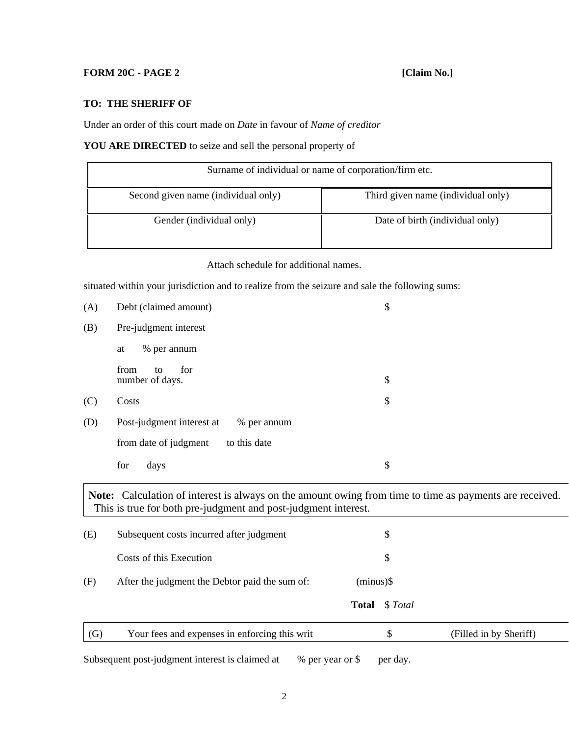**FORM 20C - PAGE 2** **[Claim No.]**

**TO: THE SHERIFF OF**

Under an order of this court made on *Date* in favour of *Name of creditor*

**YOU ARE DIRECTED** to seize and sell the personal property of

| Surname of individual or name of corporation/firm etc. | |
|---|---|
| Second given name (individual only) | Third given name (individual only) |
| Gender (individual only) | Date of birth (individual only) |

Attach schedule for additional names.

situated within your jurisdiction and to realize from the seizure and sale the following sums:

| | | |
|---|---|---|
| (A) | Debt (claimed amount) | $ |
| (B) | Pre-judgment interest<br>at % per annum<br>from to for<br>number of days. | $ |
| (C) | Costs | $ |
| (D) | Post-judgment interest at % per annum<br>from date of judgment to this date<br>for days | $ |

**Note:** Calculation of interest is always on the amount owing from time to time as payments are received. This is true for both pre-judgment and post-judgment interest.

| | | |
|---|---|---|
| (E) | Subsequent costs incurred after judgment | $ |
| | Costs of this Execution | $ |
| (F) | After the judgment the Debtor paid the sum of: | (minus)$ |
| | **Total** | $ *Total* |

| | | | |
|---|---|---|---|
| (G) | Your fees and expenses in enforcing this writ | $ | (Filled in by Sheriff) |

Subsequent post-judgment interest is claimed at % per year or $ per day.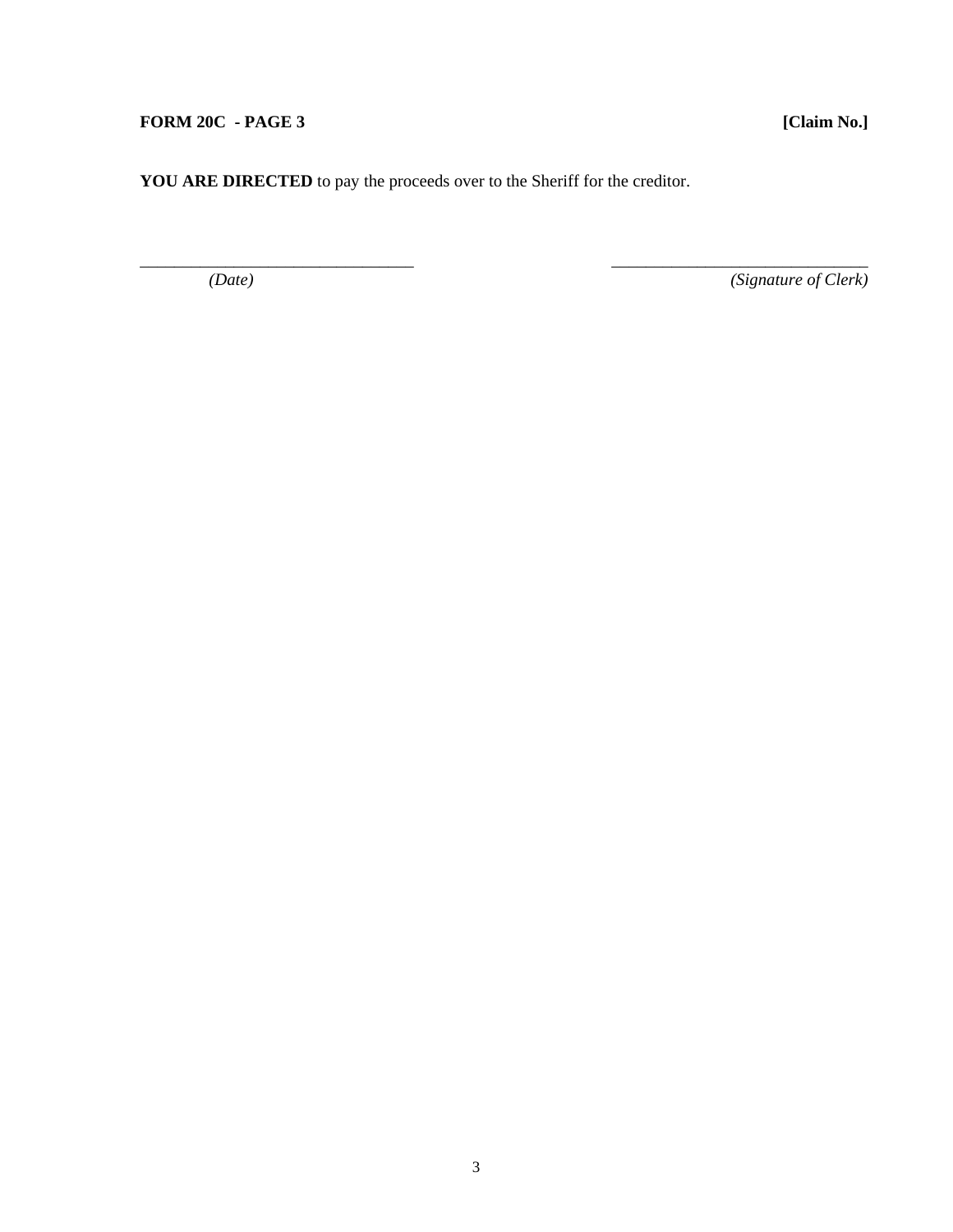**FORM 20C - PAGE 3** **[Claim No.]**

**YOU ARE DIRECTED** to pay the proceeds over to the Sheriff for the creditor.

| | |
|---|---|
| _______________________________ | _______________________________ |
| *(Date)* | *(Signature of Clerk)* |